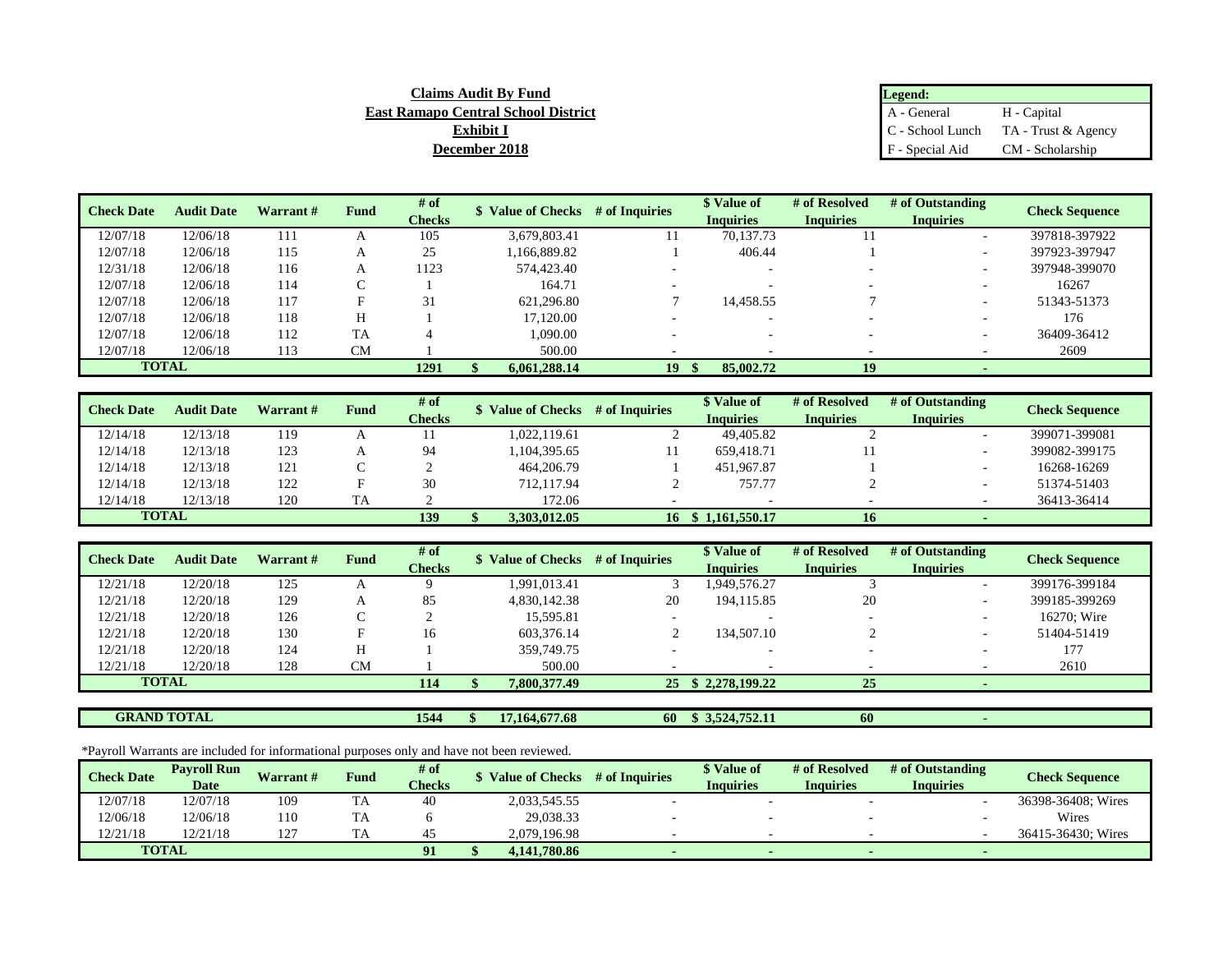**Claims Audit By Fund**
**East Ramapo Central School District**
**Exhibit I**
**December 2018**

| Legend: | |
|---|---|
| A - General | H - Capital |
| C - School Lunch | TA - Trust & Agency |
| F - Special Aid | CM - Scholarship |

| Check Date | Audit Date | Warrant # | Fund | # of Checks | $ Value of Checks | # of Inquiries | $ Value of Inquiries | # of Resolved Inquiries | # of Outstanding Inquiries | Check Sequence |
|---|---|---|---|---|---|---|---|---|---|---|
| 12/07/18 | 12/06/18 | 111 | A | 105 | 3,679,803.41 | 11 | 70,137.73 | 11 | - | 397818-397922 |
| 12/07/18 | 12/06/18 | 115 | A | 25 | 1,166,889.82 | 1 | 406.44 | 1 | - | 397923-397947 |
| 12/31/18 | 12/06/18 | 116 | A | 1123 | 574,423.40 | - | - | - | - | 397948-399070 |
| 12/07/18 | 12/06/18 | 114 | C | 1 | 164.71 | - | - | - | - | 16267 |
| 12/07/18 | 12/06/18 | 117 | F | 31 | 621,296.80 | 7 | 14,458.55 | 7 | - | 51343-51373 |
| 12/07/18 | 12/06/18 | 118 | H | 1 | 17,120.00 | - | - | - | - | 176 |
| 12/07/18 | 12/06/18 | 112 | TA | 4 | 1,090.00 | - | - | - | - | 36409-36412 |
| 12/07/18 | 12/06/18 | 113 | CM | 1 | 500.00 | - | - | - | - | 2609 |
| **TOTAL** | | | | **1291** | **$ 6,061,288.14** | **19** | **$ 85,002.72** | **19** | **-** | |

| Check Date | Audit Date | Warrant # | Fund | # of Checks | $ Value of Checks | # of Inquiries | $ Value of Inquiries | # of Resolved Inquiries | # of Outstanding Inquiries | Check Sequence |
|---|---|---|---|---|---|---|---|---|---|---|
| 12/14/18 | 12/13/18 | 119 | A | 11 | 1,022,119.61 | 2 | 49,405.82 | 2 | - | 399071-399081 |
| 12/14/18 | 12/13/18 | 123 | A | 94 | 1,104,395.65 | 11 | 659,418.71 | 11 | - | 399082-399175 |
| 12/14/18 | 12/13/18 | 121 | C | 2 | 464,206.79 | 1 | 451,967.87 | 1 | - | 16268-16269 |
| 12/14/18 | 12/13/18 | 122 | F | 30 | 712,117.94 | 2 | 757.77 | 2 | - | 51374-51403 |
| 12/14/18 | 12/13/18 | 120 | TA | 2 | 172.06 | - | - | - | - | 36413-36414 |
| **TOTAL** | | | | **139** | **$ 3,303,012.05** | **16** | **$ 1,161,550.17** | **16** | **-** | |

| Check Date | Audit Date | Warrant # | Fund | # of Checks | $ Value of Checks | # of Inquiries | $ Value of Inquiries | # of Resolved Inquiries | # of Outstanding Inquiries | Check Sequence |
|---|---|---|---|---|---|---|---|---|---|---|
| 12/21/18 | 12/20/18 | 125 | A | 9 | 1,991,013.41 | 3 | 1,949,576.27 | 3 | - | 399176-399184 |
| 12/21/18 | 12/20/18 | 129 | A | 85 | 4,830,142.38 | 20 | 194,115.85 | 20 | - | 399185-399269 |
| 12/21/18 | 12/20/18 | 126 | C | 2 | 15,595.81 | - | - | - | - | 16270; Wire |
| 12/21/18 | 12/20/18 | 130 | F | 16 | 603,376.14 | 2 | 134,507.10 | 2 | - | 51404-51419 |
| 12/21/18 | 12/20/18 | 124 | H | 1 | 359,749.75 | - | - | - | - | 177 |
| 12/21/18 | 12/20/18 | 128 | CM | 1 | 500.00 | - | - | - | - | 2610 |
| **TOTAL** | | | | **114** | **$ 7,800,377.49** | **25** | **$ 2,278,199.22** | **25** | **-** | |

| **GRAND TOTAL** | | | | **1544** | **$ 17,164,677.68** | **60** | **$ 3,524,752.11** | **60** | **-** | |
|---|---|---|---|---|---|---|---|---|---|---|

*Payroll Warrants are included for informational purposes only and have not been reviewed.

| Check Date | Payroll Run Date | Warrant # | Fund | # of Checks | $ Value of Checks | # of Inquiries | $ Value of Inquiries | # of Resolved Inquiries | # of Outstanding Inquiries | Check Sequence |
|---|---|---|---|---|---|---|---|---|---|---|
| 12/07/18 | 12/07/18 | 109 | TA | 40 | 2,033,545.55 | - | - | - | - | 36398-36408; Wires |
| 12/06/18 | 12/06/18 | 110 | TA | 6 | 29,038.33 | - | - | - | - | Wires |
| 12/21/18 | 12/21/18 | 127 | TA | 45 | 2,079,196.98 | - | - | - | - | 36415-36430; Wires |
| **TOTAL** | | | | **91** | **$ 4,141,780.86** | **-** | **-** | **-** | **-** | |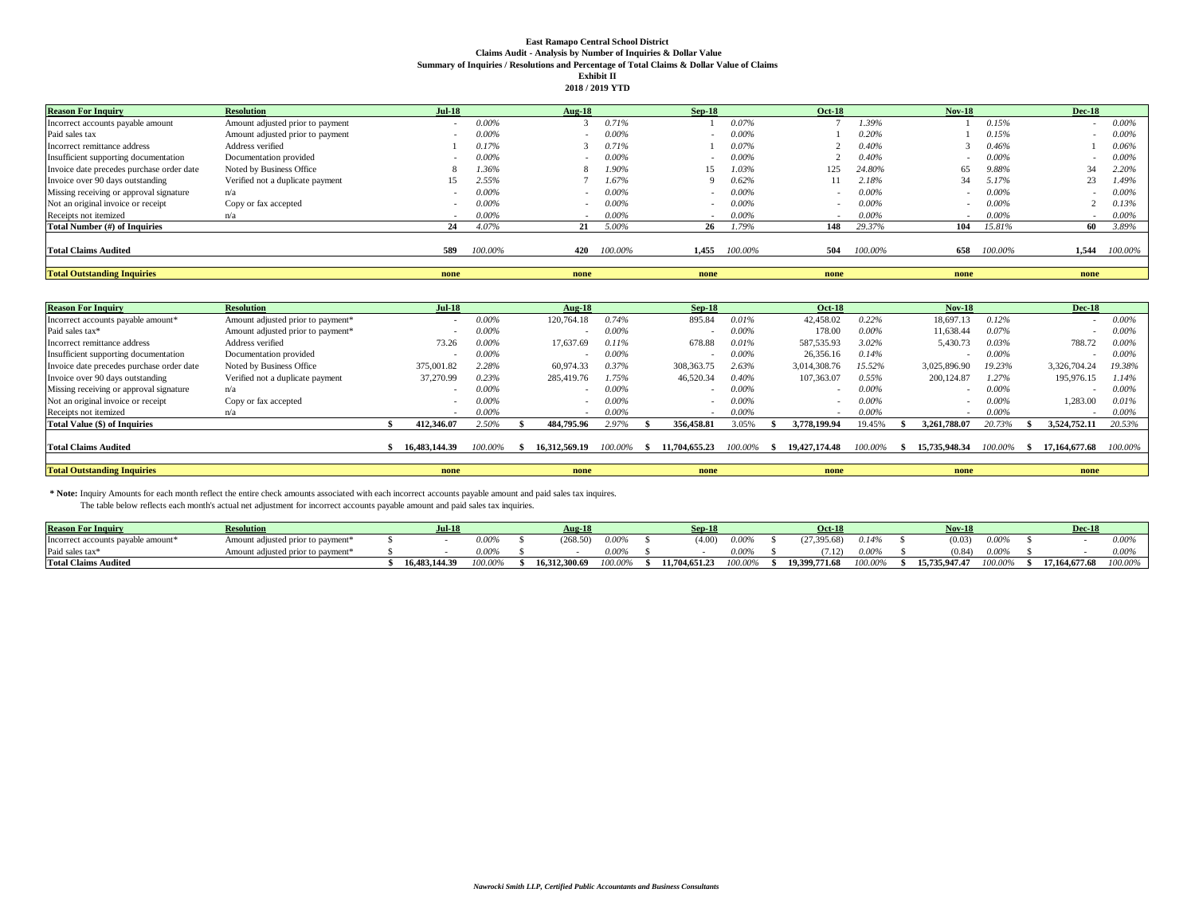**East Ramapo Central School District**
**Claims Audit - Analysis by Number of Inquiries & Dollar Value**
**Summary of Inquiries / Resolutions and Percentage of Total Claims & Dollar Value of Claims**
**Exhibit II**
**2018 / 2019 YTD**

| Reason For Inquiry | Resolution | Jul-18 | | Aug-18 | | Sep-18 | | Oct-18 | | Nov-18 | | Dec-18 | |
|---|---|---|---|---|---|---|---|---|---|---|---|---|---|
| Incorrect accounts payable amount | Amount adjusted prior to payment | - | 0.00% | 3 | 0.71% | 1 | 0.07% | 7 | 1.39% | 1 | 0.15% | - | 0.00% |
| Paid sales tax | Amount adjusted prior to payment | - | 0.00% | - | 0.00% | - | 0.00% | 1 | 0.20% | 1 | 0.15% | - | 0.00% |
| Incorrect remittance address | Address verified | 1 | 0.17% | 3 | 0.71% | 1 | 0.07% | 2 | 0.40% | 3 | 0.46% | 1 | 0.06% |
| Insufficient supporting documentation | Documentation provided | - | 0.00% | - | 0.00% | - | 0.00% | 2 | 0.40% | - | 0.00% | - | 0.00% |
| Invoice date precedes purchase order date | Noted by Business Office | 8 | 1.36% | 8 | 1.90% | 15 | 1.03% | 125 | 24.80% | 65 | 9.88% | 34 | 2.20% |
| Invoice over 90 days outstanding | Verified not a duplicate payment | 15 | 2.55% | 7 | 1.67% | 9 | 0.62% | 11 | 2.18% | 34 | 5.17% | 23 | 1.49% |
| Missing receiving or approval signature | n/a | - | 0.00% | - | 0.00% | - | 0.00% | - | 0.00% | - | 0.00% | - | 0.00% |
| Not an original invoice or receipt | Copy or fax accepted | - | 0.00% | - | 0.00% | - | 0.00% | - | 0.00% | - | 0.00% | 2 | 0.13% |
| Receipts not itemized | n/a | - | 0.00% | - | 0.00% | - | 0.00% | - | 0.00% | - | 0.00% | - | 0.00% |
| **Total Number (#) of Inquiries** | | **24** | 4.07% | **21** | 5.00% | **26** | 1.79% | **148** | 29.37% | **104** | 15.81% | **60** | 3.89% |
| **Total Claims Audited** | | **589** | 100.00% | **420** | 100.00% | **1,455** | 100.00% | **504** | 100.00% | **658** | 100.00% | **1,544** | 100.00% |
| **Total Outstanding Inquiries** | | **none** | | **none** | | **none** | | **none** | | **none** | | **none** | |

| Reason For Inquiry | Resolution | Jul-18 | | Aug-18 | | Sep-18 | | Oct-18 | | Nov-18 | | Dec-18 | |
|---|---|---|---|---|---|---|---|---|---|---|---|---|---|
| Incorrect accounts payable amount* | Amount adjusted prior to payment* | - | 0.00% | 120,764.18 | 0.74% | 895.84 | 0.01% | 42,458.02 | 0.22% | 18,697.13 | 0.12% | - | 0.00% |
| Paid sales tax* | Amount adjusted prior to payment* | - | 0.00% | - | 0.00% | - | 0.00% | 178.00 | 0.00% | 11,638.44 | 0.07% | - | 0.00% |
| Incorrect remittance address | Address verified | 73.26 | 0.00% | 17,637.69 | 0.11% | 678.88 | 0.01% | 587,535.93 | 3.02% | 5,430.73 | 0.03% | 788.72 | 0.00% |
| Insufficient supporting documentation | Documentation provided | - | 0.00% | - | 0.00% | - | 0.00% | 26,356.16 | 0.14% | - | 0.00% | - | 0.00% |
| Invoice date precedes purchase order date | Noted by Business Office | 375,001.82 | 2.28% | 60,974.33 | 0.37% | 308,363.75 | 2.63% | 3,014,308.76 | 15.52% | 3,025,896.90 | 19.23% | 3,326,704.24 | 19.38% |
| Invoice over 90 days outstanding | Verified not a duplicate payment | 37,270.99 | 0.23% | 285,419.76 | 1.75% | 46,520.34 | 0.40% | 107,363.07 | 0.55% | 200,124.87 | 1.27% | 195,976.15 | 1.14% |
| Missing receiving or approval signature | n/a | - | 0.00% | - | 0.00% | - | 0.00% | - | 0.00% | - | 0.00% | - | 0.00% |
| Not an original invoice or receipt | Copy or fax accepted | - | 0.00% | - | 0.00% | - | 0.00% | - | 0.00% | - | 0.00% | 1,283.00 | 0.01% |
| Receipts not itemized | n/a | - | 0.00% | - | 0.00% | - | 0.00% | - | 0.00% | - | 0.00% | - | 0.00% |
| **Total Value ($) of Inquiries** | | **$ 412,346.07** | 2.50% | **$ 484,795.96** | 2.97% | **$ 356,458.81** | 3.05% | **$ 3,778,199.94** | 19.45% | **$ 3,261,788.07** | 20.73% | **$ 3,524,752.11** | 20.53% |
| **Total Claims Audited** | | **$ 16,483,144.39** | 100.00% | **$ 16,312,569.19** | 100.00% | **$ 11,704,655.23** | 100.00% | **$ 19,427,174.48** | 100.00% | **$ 15,735,948.34** | 100.00% | **$ 17,164,677.68** | 100.00% |
| **Total Outstanding Inquiries** | | **none** | | **none** | | **none** | | **none** | | **none** | | **none** | |

**\* Note:** Inquiry Amounts for each month reflect the entire check amounts associated with each incorrect accounts payable amount and paid sales tax inquires.
The table below reflects each month's actual net adjustment for incorrect accounts payable amount and paid sales tax inquiries.

| Reason For Inquiry | Resolution | Jul-18 | | Aug-18 | | Sep-18 | | Oct-18 | | Nov-18 | | Dec-18 | |
|---|---|---|---|---|---|---|---|---|---|---|---|---|---|
| Incorrect accounts payable amount* | Amount adjusted prior to payment* | $ - | 0.00% | $ (268.50) | 0.00% | $ (4.00) | 0.00% | $ (27,395.68) | 0.14% | $ (0.03) | 0.00% | $ - | 0.00% |
| Paid sales tax* | Amount adjusted prior to payment* | $ - | 0.00% | $ - | 0.00% | $ - | 0.00% | $ (7.12) | 0.00% | $ (0.84) | 0.00% | $ - | 0.00% |
| **Total Claims Audited** | | **$ 16,483,144.39** | 100.00% | **$ 16,312,300.69** | 100.00% | **$ 11,704,651.23** | 100.00% | **$ 19,399,771.68** | 100.00% | **$ 15,735,947.47** | 100.00% | **$ 17,164,677.68** | 100.00% |

*Nawrocki Smith LLP, Certified Public Accountants and Business Consultants*